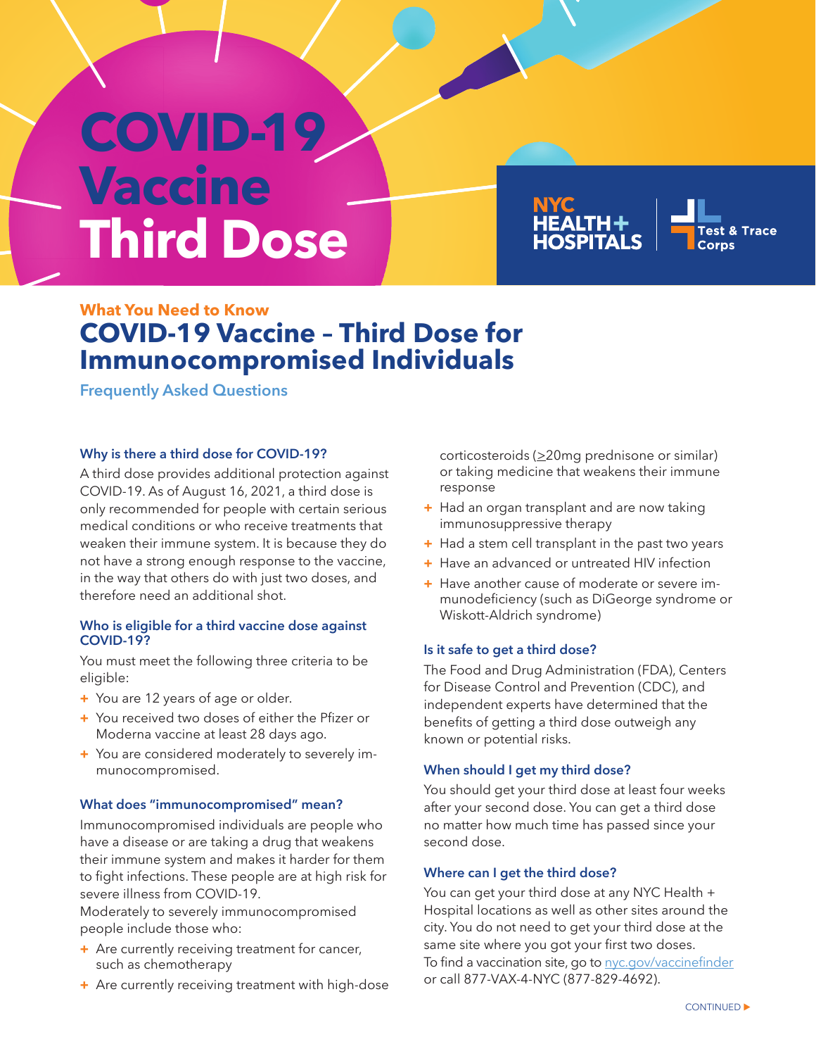# COVID-19 Vaccine Third Dose

NYC HEALTH+ HOSPITALS | Test & Trace Corps

**What You Need to Know**

## COVID-19 Vaccine – Third Dose for Immunocompromised Individuals

**Frequently Asked Questions**

### Why is there a third dose for COVID-19?

A third dose provides additional protection against COVID-19. As of August 16, 2021, a third dose is only recommended for people with certain serious medical conditions or who receive treatments that weaken their immune system. It is because they do not have a strong enough response to the vaccine, in the way that others do with just two doses, and therefore need an additional shot.

### Who is eligible for a third vaccine dose against COVID-19?

You must meet the following three criteria to be eligible:

- You are 12 years of age or older.
- You received two doses of either the Pfizer or Moderna vaccine at least 28 days ago.
- You are considered moderately to severely immunocompromised.

### What does "immunocompromised" mean?

Immunocompromised individuals are people who have a disease or are taking a drug that weakens their immune system and makes it harder for them to fight infections. These people are at high risk for severe illness from COVID-19.

Moderately to severely immunocompromised people include those who:

- Are currently receiving treatment for cancer, such as chemotherapy
- Are currently receiving treatment with high-dose corticosteroids (≥20mg prednisone or similar) or taking medicine that weakens their immune response
- Had an organ transplant and are now taking immunosuppressive therapy
- Had a stem cell transplant in the past two years
- Have an advanced or untreated HIV infection
- Have another cause of moderate or severe immunodeficiency (such as DiGeorge syndrome or Wiskott-Aldrich syndrome)

### Is it safe to get a third dose?

The Food and Drug Administration (FDA), Centers for Disease Control and Prevention (CDC), and independent experts have determined that the benefits of getting a third dose outweigh any known or potential risks.

### When should I get my third dose?

You should get your third dose at least four weeks after your second dose. You can get a third dose no matter how much time has passed since your second dose.

### Where can I get the third dose?

You can get your third dose at any NYC Health + Hospital locations as well as other sites around the city. You do not need to get your third dose at the same site where you got your first two doses.

To find a vaccination site, go to nyc.gov/vaccinefinder or call 877-VAX-4-NYC (877-829-4692).

CONTINUED ▶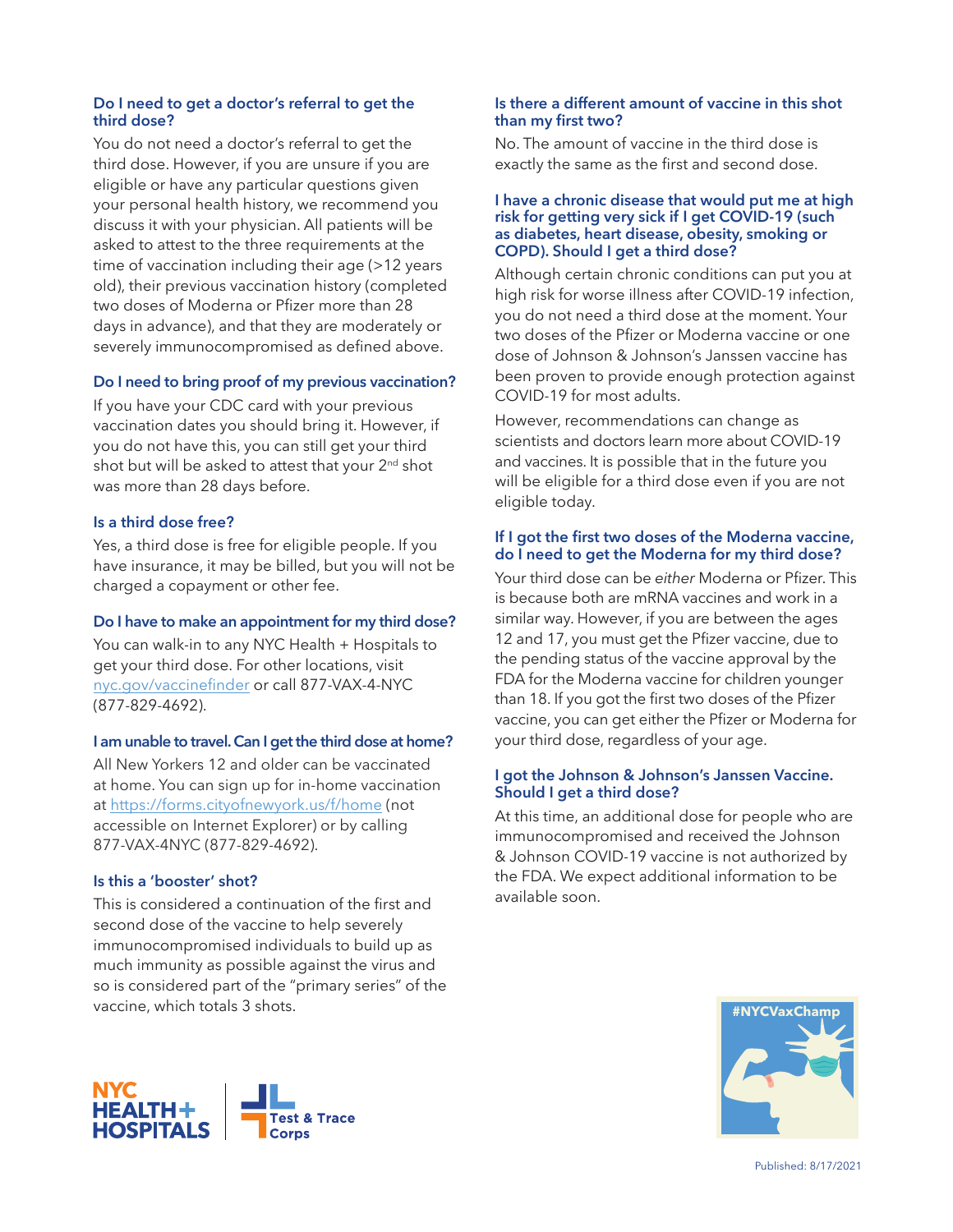### Do I need to get a doctor's referral to get the third dose?

You do not need a doctor's referral to get the third dose. However, if you are unsure if you are eligible or have any particular questions given your personal health history, we recommend you discuss it with your physician. All patients will be asked to attest to the three requirements at the time of vaccination including their age (>12 years old), their previous vaccination history (completed two doses of Moderna or Pfizer more than 28 days in advance), and that they are moderately or severely immunocompromised as defined above.

### Do I need to bring proof of my previous vaccination?

If you have your CDC card with your previous vaccination dates you should bring it. However, if you do not have this, you can still get your third shot but will be asked to attest that your 2nd shot was more than 28 days before.

### Is a third dose free?

Yes, a third dose is free for eligible people. If you have insurance, it may be billed, but you will not be charged a copayment or other fee.

### Do I have to make an appointment for my third dose?

You can walk-in to any NYC Health + Hospitals to get your third dose. For other locations, visit nyc.gov/vaccinefinder or call 877-VAX-4-NYC (877-829-4692).

### I am unable to travel. Can I get the third dose at home?

All New Yorkers 12 and older can be vaccinated at home. You can sign up for in-home vaccination at https://forms.cityofnewyork.us/f/home (not accessible on Internet Explorer) or by calling 877-VAX-4NYC (877-829-4692).

### Is this a 'booster' shot?

This is considered a continuation of the first and second dose of the vaccine to help severely immunocompromised individuals to build up as much immunity as possible against the virus and so is considered part of the "primary series" of the vaccine, which totals 3 shots.

### Is there a different amount of vaccine in this shot than my first two?

No. The amount of vaccine in the third dose is exactly the same as the first and second dose.

### I have a chronic disease that would put me at high risk for getting very sick if I get COVID-19 (such as diabetes, heart disease, obesity, smoking or COPD). Should I get a third dose?

Although certain chronic conditions can put you at high risk for worse illness after COVID-19 infection, you do not need a third dose at the moment. Your two doses of the Pfizer or Moderna vaccine or one dose of Johnson & Johnson's Janssen vaccine has been proven to provide enough protection against COVID-19 for most adults.

However, recommendations can change as scientists and doctors learn more about COVID-19 and vaccines. It is possible that in the future you will be eligible for a third dose even if you are not eligible today.

### If I got the first two doses of the Moderna vaccine, do I need to get the Moderna for my third dose?

Your third dose can be *either* Moderna or Pfizer. This is because both are mRNA vaccines and work in a similar way. However, if you are between the ages 12 and 17, you must get the Pfizer vaccine, due to the pending status of the vaccine approval by the FDA for the Moderna vaccine for children younger than 18. If you got the first two doses of the Pfizer vaccine, you can get either the Pfizer or Moderna for your third dose, regardless of your age.

### I got the Johnson & Johnson's Janssen Vaccine. Should I get a third dose?

At this time, an additional dose for people who are immunocompromised and received the Johnson & Johnson COVID-19 vaccine is not authorized by the FDA. We expect additional information to be available soon.

NYC HEALTH+ HOSPITALS | Test & Trace Corps

#NYCVaxChamp

Published: 8/17/2021